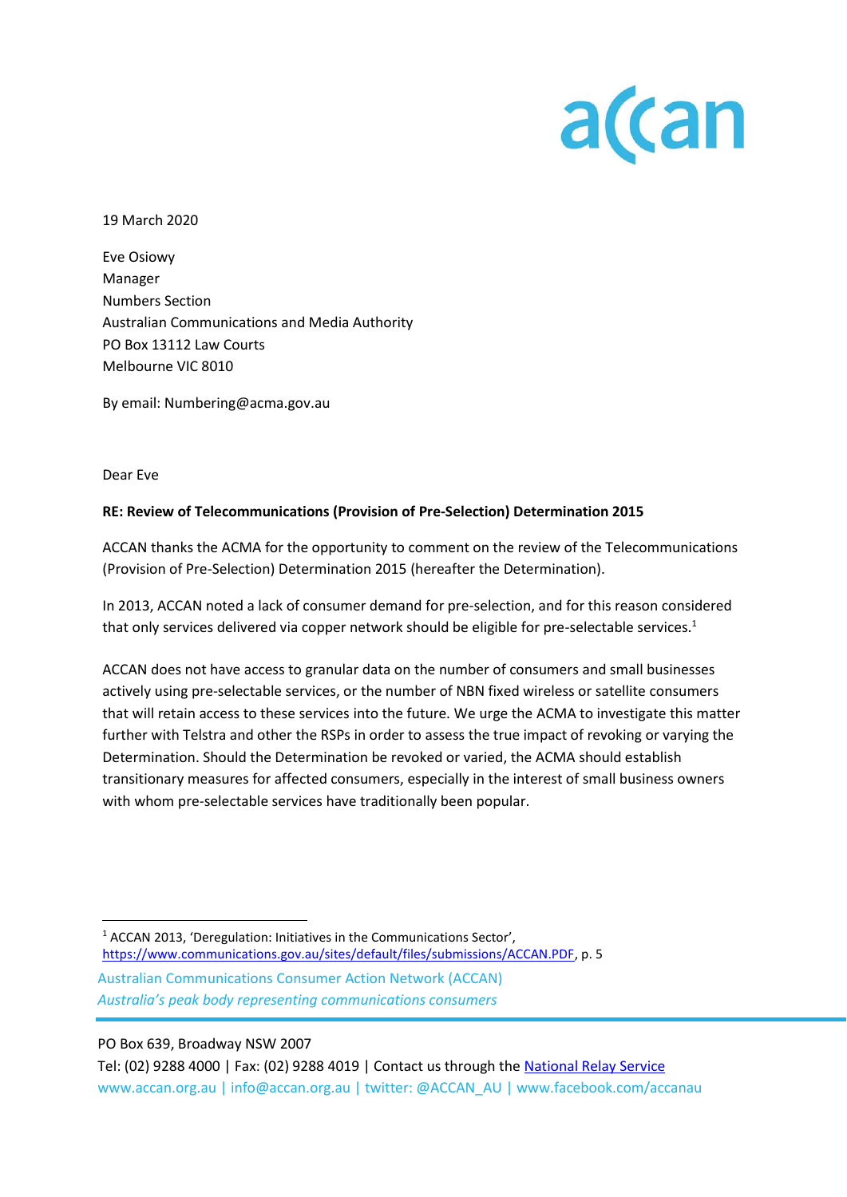19 March 2020

Eve Osiowy
Manager
Numbers Section
Australian Communications and Media Authority
PO Box 13112 Law Courts
Melbourne VIC 8010

By email: Numbering@acma.gov.au

Dear Eve

**RE: Review of Telecommunications (Provision of Pre-Selection) Determination 2015**

ACCAN thanks the ACMA for the opportunity to comment on the review of the Telecommunications (Provision of Pre-Selection) Determination 2015 (hereafter the Determination).

In 2013, ACCAN noted a lack of consumer demand for pre-selection, and for this reason considered that only services delivered via copper network should be eligible for pre-selectable services.[1]

ACCAN does not have access to granular data on the number of consumers and small businesses actively using pre-selectable services, or the number of NBN fixed wireless or satellite consumers that will retain access to these services into the future. We urge the ACMA to investigate this matter further with Telstra and other the RSPs in order to assess the true impact of revoking or varying the Determination. Should the Determination be revoked or varied, the ACMA should establish transitionary measures for affected consumers, especially in the interest of small business owners with whom pre-selectable services have traditionally been popular.

---

[1] ACCAN 2013, 'Deregulation: Initiatives in the Communications Sector', https://www.communications.gov.au/sites/default/files/submissions/ACCAN.PDF, p. 5

Australian Communications Consumer Action Network (ACCAN)
*Australia's peak body representing communications consumers*

PO Box 639, Broadway NSW 2007
Tel: (02) 9288 4000 | Fax: (02) 9288 4019 | Contact us through the National Relay Service
www.accan.org.au | info@accan.org.au | twitter: @ACCAN_AU | www.facebook.com/accanau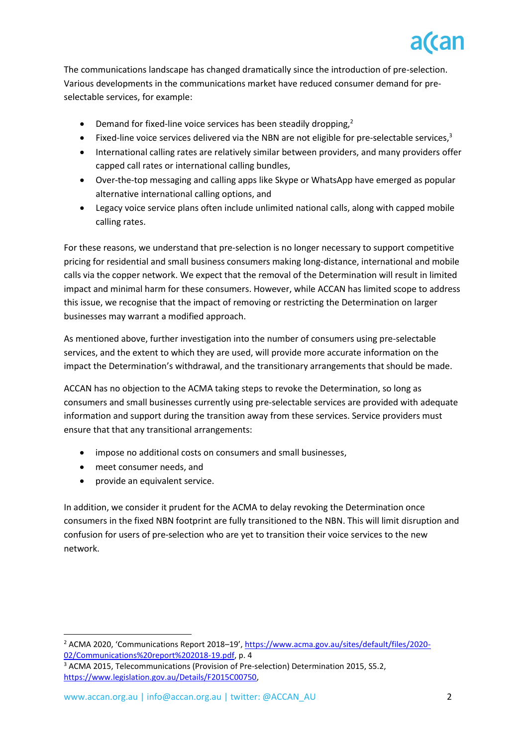The communications landscape has changed dramatically since the introduction of pre-selection. Various developments in the communications market have reduced consumer demand for pre-selectable services, for example:

- Demand for fixed-line voice services has been steadily dropping,[2]
- Fixed-line voice services delivered via the NBN are not eligible for pre-selectable services,[3]
- International calling rates are relatively similar between providers, and many providers offer capped call rates or international calling bundles,
- Over-the-top messaging and calling apps like Skype or WhatsApp have emerged as popular alternative international calling options, and
- Legacy voice service plans often include unlimited national calls, along with capped mobile calling rates.

For these reasons, we understand that pre-selection is no longer necessary to support competitive pricing for residential and small business consumers making long-distance, international and mobile calls via the copper network. We expect that the removal of the Determination will result in limited impact and minimal harm for these consumers. However, while ACCAN has limited scope to address this issue, we recognise that the impact of removing or restricting the Determination on larger businesses may warrant a modified approach.

As mentioned above, further investigation into the number of consumers using pre-selectable services, and the extent to which they are used, will provide more accurate information on the impact the Determination's withdrawal, and the transitionary arrangements that should be made.

ACCAN has no objection to the ACMA taking steps to revoke the Determination, so long as consumers and small businesses currently using pre-selectable services are provided with adequate information and support during the transition away from these services. Service providers must ensure that that any transitional arrangements:

- impose no additional costs on consumers and small businesses,
- meet consumer needs, and
- provide an equivalent service.

In addition, we consider it prudent for the ACMA to delay revoking the Determination once consumers in the fixed NBN footprint are fully transitioned to the NBN. This will limit disruption and confusion for users of pre-selection who are yet to transition their voice services to the new network.

---

[2] ACMA 2020, 'Communications Report 2018–19', https://www.acma.gov.au/sites/default/files/2020-02/Communications%20report%202018-19.pdf, p. 4

[3] ACMA 2015, Telecommunications (Provision of Pre-selection) Determination 2015, S5.2, https://www.legislation.gov.au/Details/F2015C00750,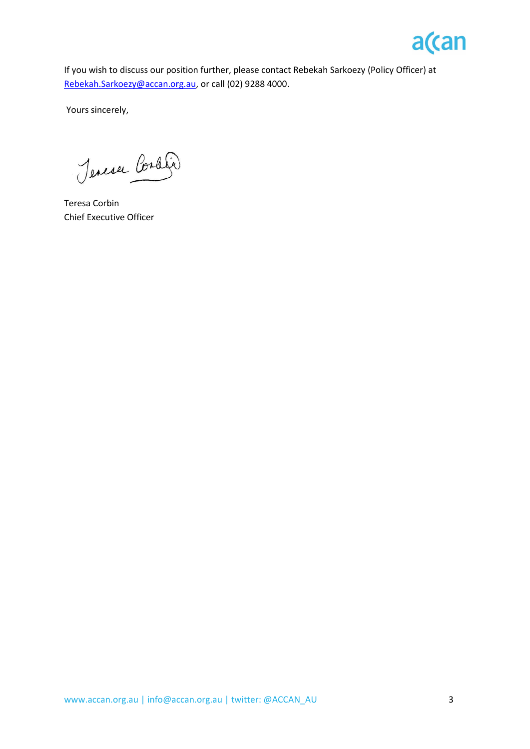If you wish to discuss our position further, please contact Rebekah Sarkoezy (Policy Officer) at Rebekah.Sarkoezy@accan.org.au, or call (02) 9288 4000.

Yours sincerely,

Teresa Corbin  
Chief Executive Officer